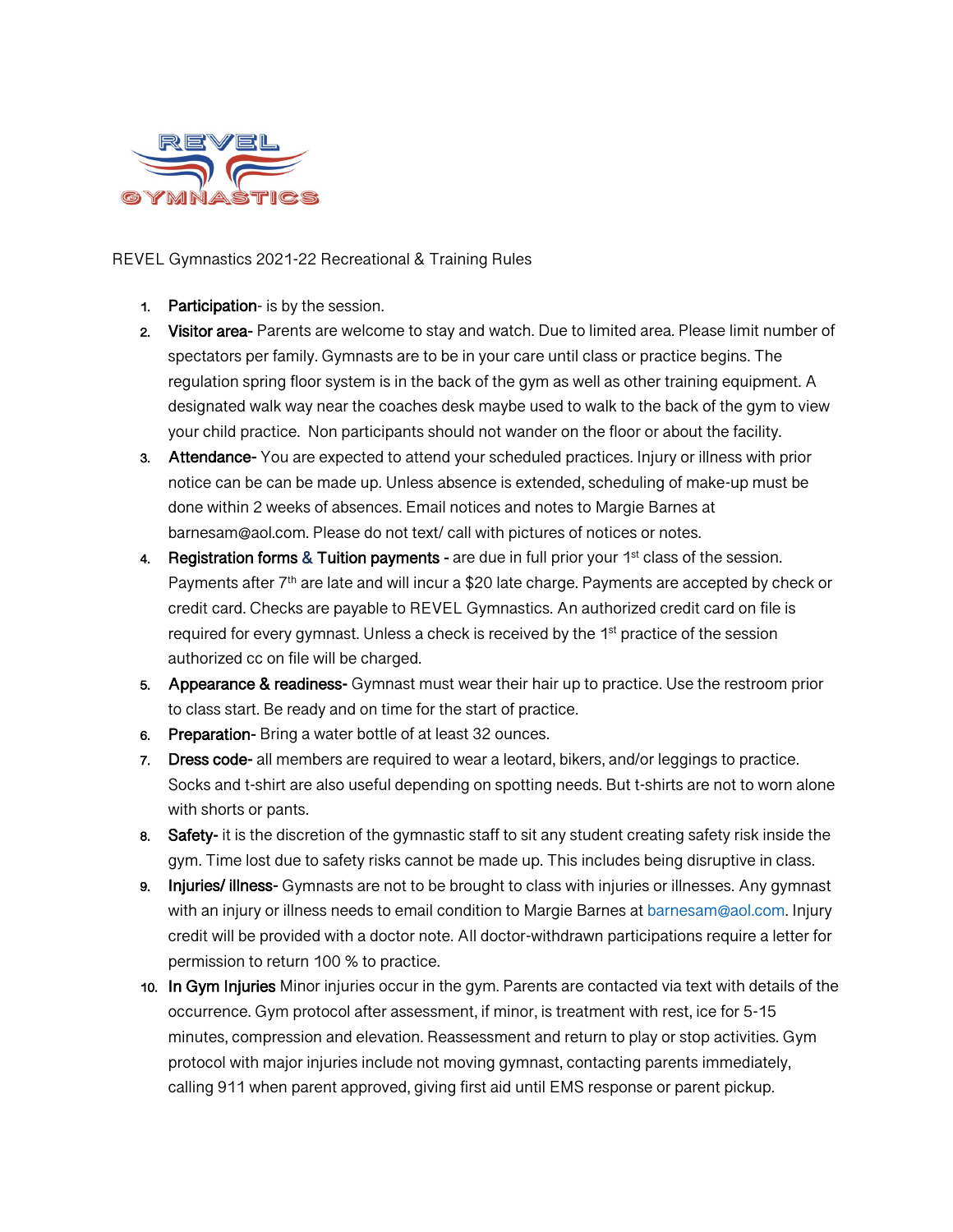REVEL Gymnastics 2021-22 Recreational & Training Rules

1. **Participation**- is by the session.
2. **Visitor area**- Parents are welcome to stay and watch. Due to limited area. Please limit number of spectators per family. Gymnasts are to be in your care until class or practice begins. The regulation spring floor system is in the back of the gym as well as other training equipment. A designated walk way near the coaches desk maybe used to walk to the back of the gym to view your child practice. Non participants should not wander on the floor or about the facility.
3. **Attendance**- You are expected to attend your scheduled practices. Injury or illness with prior notice can be can be made up. Unless absence is extended, scheduling of make-up must be done within 2 weeks of absences. Email notices and notes to Margie Barnes at barnesam@aol.com. Please do not text/ call with pictures of notices or notes.
4. **Registration forms & Tuition payments** - are due in full prior your 1st class of the session. Payments after 7th are late and will incur a $20 late charge. Payments are accepted by check or credit card. Checks are payable to REVEL Gymnastics. An authorized credit card on file is required for every gymnast. Unless a check is received by the 1st practice of the session authorized cc on file will be charged.
5. **Appearance & readiness-** Gymnast must wear their hair up to practice. Use the restroom prior to class start. Be ready and on time for the start of practice.
6. **Preparation**- Bring a water bottle of at least 32 ounces.
7. **Dress code-** all members are required to wear a leotard, bikers, and/or leggings to practice. Socks and t-shirt are also useful depending on spotting needs. But t-shirts are not to worn alone with shorts or pants.
8. **Safety-** it is the discretion of the gymnastic staff to sit any student creating safety risk inside the gym. Time lost due to safety risks cannot be made up. This includes being disruptive in class.
9. **Injuries/ illness-** Gymnasts are not to be brought to class with injuries or illnesses. Any gymnast with an injury or illness needs to email condition to Margie Barnes at barnesam@aol.com. Injury credit will be provided with a doctor note. All doctor-withdrawn participations require a letter for permission to return 100 % to practice.
10. **In Gym Injuries** Minor injuries occur in the gym. Parents are contacted via text with details of the occurrence. Gym protocol after assessment, if minor, is treatment with rest, ice for 5-15 minutes, compression and elevation. Reassessment and return to play or stop activities. Gym protocol with major injuries include not moving gymnast, contacting parents immediately, calling 911 when parent approved, giving first aid until EMS response or parent pickup.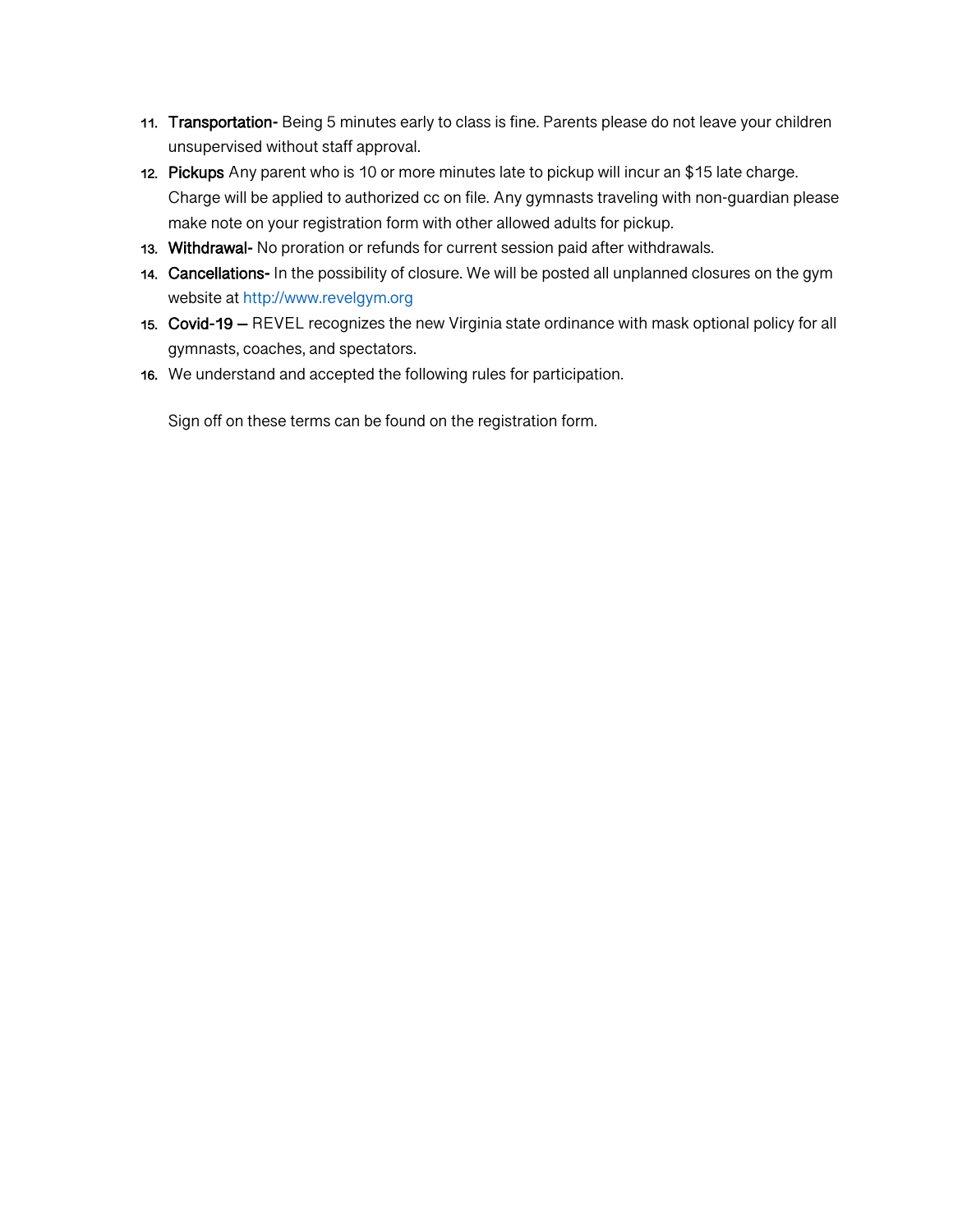11. **Transportation-** Being 5 minutes early to class is fine. Parents please do not leave your children unsupervised without staff approval.
12. **Pickups** Any parent who is 10 or more minutes late to pickup will incur an $15 late charge. Charge will be applied to authorized cc on file. Any gymnasts traveling with non-guardian please make note on your registration form with other allowed adults for pickup.
13. **Withdrawal-** No proration or refunds for current session paid after withdrawals.
14. **Cancellations-** In the possibility of closure. We will be posted all unplanned closures on the gym website at http://www.revelgym.org
15. **Covid-19 –** REVEL recognizes the new Virginia state ordinance with mask optional policy for all gymnasts, coaches, and spectators.
16. We understand and accepted the following rules for participation.

    Sign off on these terms can be found on the registration form.